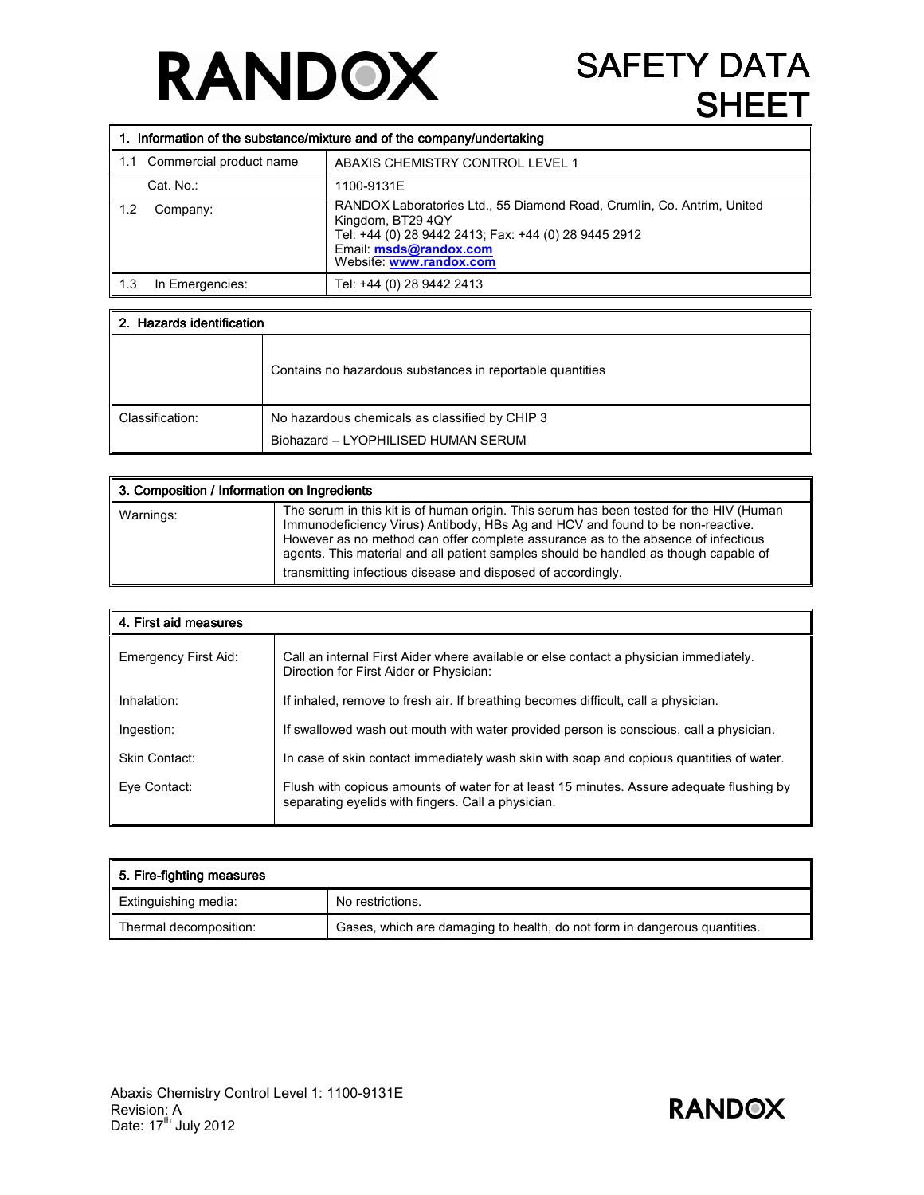# RANDOX

# SAFETY DATA SHEET

| 1. Information of the substance/mixture and of the company/undertaking | |
|---|---|
| 1.1 Commercial product name | ABAXIS CHEMISTRY CONTROL LEVEL 1 |
| Cat. No.: | 1100-9131E |
| 1.2 Company: | RANDOX Laboratories Ltd., 55 Diamond Road, Crumlin, Co. Antrim, United Kingdom, BT29 4QY<br>Tel: +44 (0) 28 9442 2413; Fax: +44 (0) 28 9445 2912<br>Email: **msds@randox.com**<br>Website: **www.randox.com** |
| 1.3 In Emergencies: | Tel: +44 (0) 28 9442 2413 |

| 2. Hazards identification | |
|---|---|
| | Contains no hazardous substances in reportable quantities |
| Classification: | No hazardous chemicals as classified by CHIP 3<br>Biohazard – LYOPHILISED HUMAN SERUM |

| 3. Composition / Information on Ingredients | |
|---|---|
| Warnings: | The serum in this kit is of human origin. This serum has been tested for the HIV (Human Immunodeficiency Virus) Antibody, HBs Ag and HCV and found to be non-reactive. However as no method can offer complete assurance as to the absence of infectious agents. This material and all patient samples should be handled as though capable of transmitting infectious disease and disposed of accordingly. |

| 4. First aid measures | |
|---|---|
| Emergency First Aid: | Call an internal First Aider where available or else contact a physician immediately. Direction for First Aider or Physician: |
| Inhalation: | If inhaled, remove to fresh air. If breathing becomes difficult, call a physician. |
| Ingestion: | If swallowed wash out mouth with water provided person is conscious, call a physician. |
| Skin Contact: | In case of skin contact immediately wash skin with soap and copious quantities of water. |
| Eye Contact: | Flush with copious amounts of water for at least 15 minutes. Assure adequate flushing by separating eyelids with fingers. Call a physician. |

| 5. Fire-fighting measures | |
|---|---|
| Extinguishing media: | No restrictions. |
| Thermal decomposition: | Gases, which are damaging to health, do not form in dangerous quantities. |

Abaxis Chemistry Control Level 1: 1100-9131E
Revision: A
Date: 17th July 2012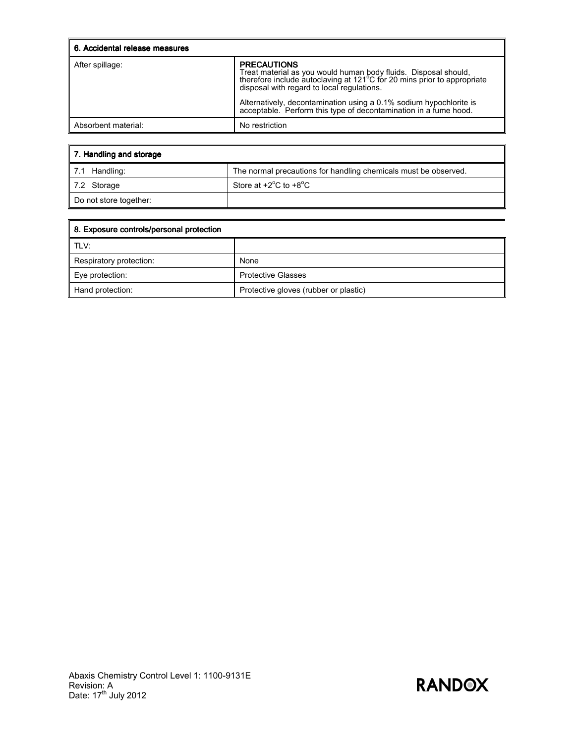| 6. Accidental release measures | |
|---|---|
| After spillage: | **PRECAUTIONS**<br>Treat material as you would human body fluids. Disposal should, therefore include autoclaving at 121°C for 20 mins prior to appropriate disposal with regard to local regulations.<br><br>Alternatively, decontamination using a 0.1% sodium hypochlorite is acceptable. Perform this type of decontamination in a fume hood. |
| Absorbent material: | No restriction |

| 7. Handling and storage | |
|---|---|
| 7.1 Handling: | The normal precautions for handling chemicals must be observed. |
| 7.2 Storage | Store at +2°C to +8°C |
| Do not store together: | |

| 8. Exposure controls/personal protection | |
|---|---|
| TLV: | |
| Respiratory protection: | None |
| Eye protection: | Protective Glasses |
| Hand protection: | Protective gloves (rubber or plastic) |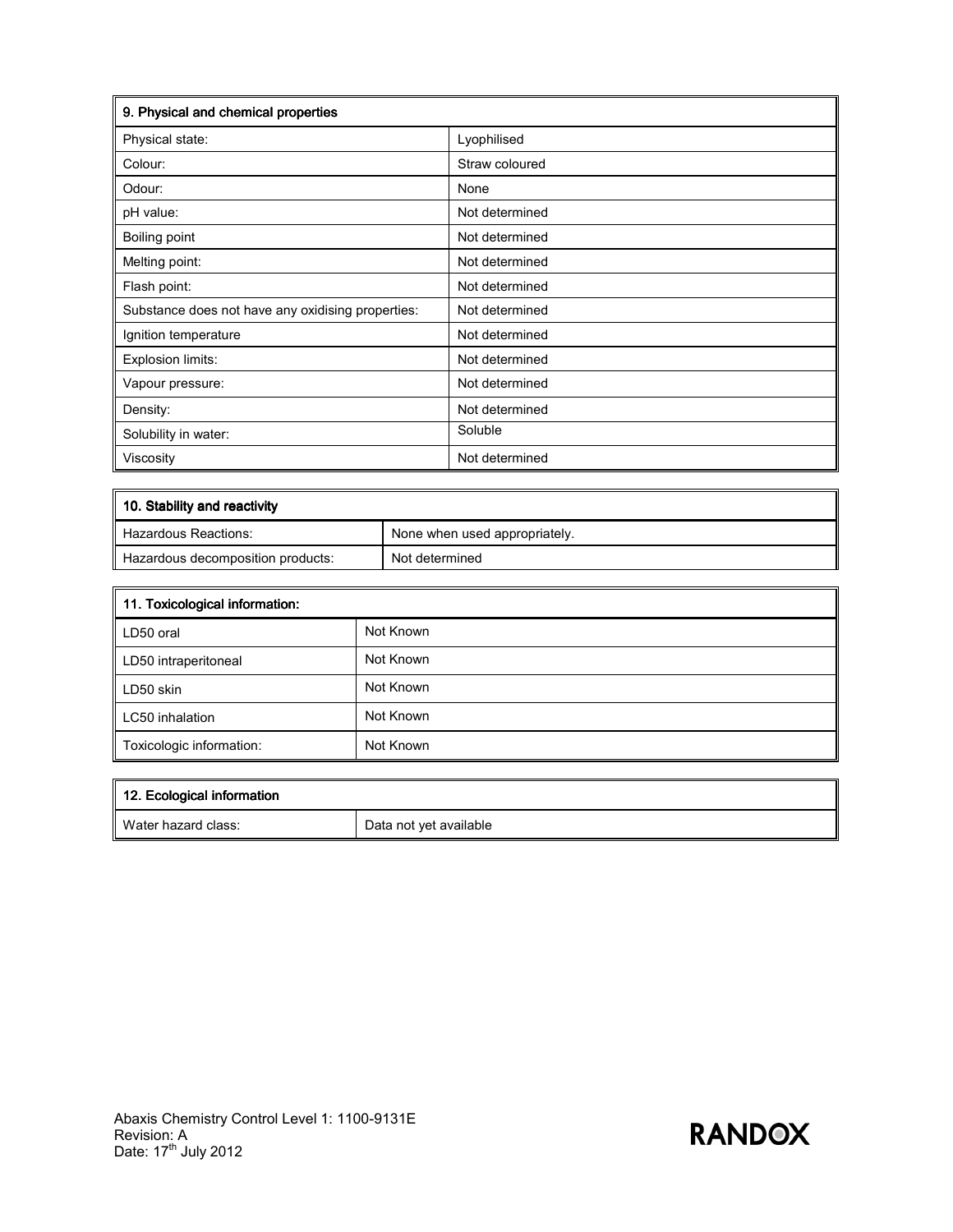| 9. Physical and chemical properties | |
|---|---|
| Physical state: | Lyophilised |
| Colour: | Straw coloured |
| Odour: | None |
| pH value: | Not determined |
| Boiling point | Not determined |
| Melting point: | Not determined |
| Flash point: | Not determined |
| Substance does not have any oxidising properties: | Not determined |
| Ignition temperature | Not determined |
| Explosion limits: | Not determined |
| Vapour pressure: | Not determined |
| Density: | Not determined |
| Solubility in water: | Soluble |
| Viscosity | Not determined |

| 10. Stability and reactivity | |
|---|---|
| Hazardous Reactions: | None when used appropriately. |
| Hazardous decomposition products: | Not determined |

| 11. Toxicological information: | |
|---|---|
| LD50 oral | Not Known |
| LD50 intraperitoneal | Not Known |
| LD50 skin | Not Known |
| LC50 inhalation | Not Known |
| Toxicologic information: | Not Known |

| 12. Ecological information | |
|---|---|
| Water hazard class: | Data not yet available |

Abaxis Chemistry Control Level 1: 1100-9131E
Revision: A
Date: 17th July 2012

RANDOX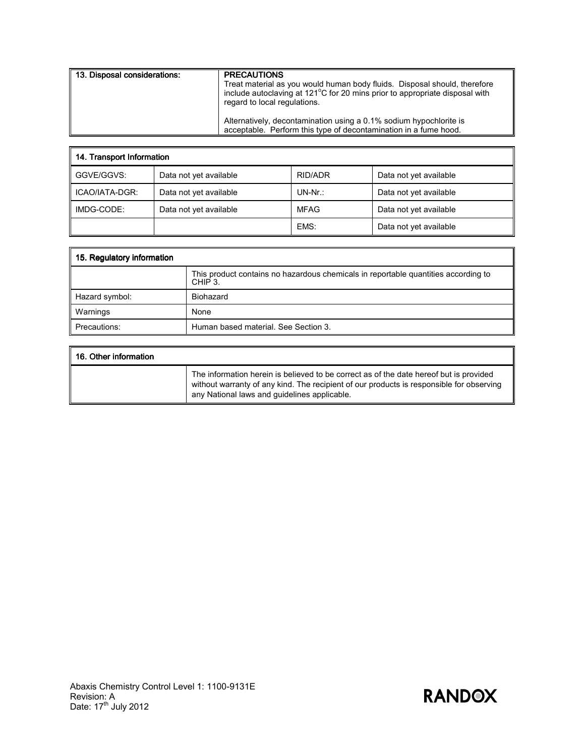| 13. Disposal considerations: | **PRECAUTIONS**<br>Treat material as you would human body fluids. Disposal should, therefore include autoclaving at 121°C for 20 mins prior to appropriate disposal with regard to local regulations.<br><br>Alternatively, decontamination using a 0.1% sodium hypochlorite is acceptable. Perform this type of decontamination in a fume hood. |
|---|---|

| 14. Transport Information | | | |
|---|---|---|---|
| GGVE/GGVS: | Data not yet available | RID/ADR | Data not yet available |
| ICAO/IATA-DGR: | Data not yet available | UN-Nr.: | Data not yet available |
| IMDG-CODE: | Data not yet available | MFAG | Data not yet available |
| | | EMS: | Data not yet available |

| 15. Regulatory information | |
|---|---|
| | This product contains no hazardous chemicals in reportable quantities according to CHIP 3. |
| Hazard symbol: | Biohazard |
| Warnings | None |
| Precautions: | Human based material. See Section 3. |

| 16. Other information | |
|---|---|
| | The information herein is believed to be correct as of the date hereof but is provided without warranty of any kind. The recipient of our products is responsible for observing any National laws and guidelines applicable. |

Abaxis Chemistry Control Level 1: 1100-9131E
Revision: A
Date: 17th July 2012

RANDOX